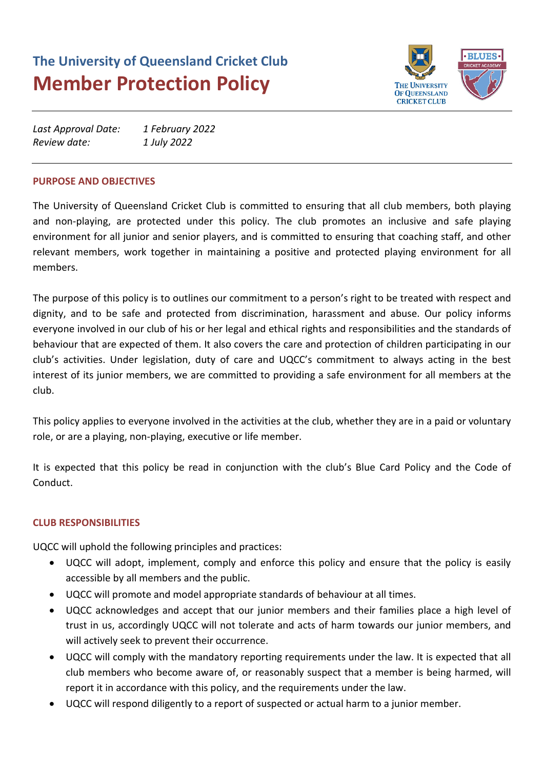# The University of Queensland Cricket Club
# Member Protection Policy

*Last Approval Date:* *1 February 2022*
*Review date:* *1 July 2022*

## PURPOSE AND OBJECTIVES

The University of Queensland Cricket Club is committed to ensuring that all club members, both playing and non-playing, are protected under this policy. The club promotes an inclusive and safe playing environment for all junior and senior players, and is committed to ensuring that coaching staff, and other relevant members, work together in maintaining a positive and protected playing environment for all members.

The purpose of this policy is to outlines our commitment to a person's right to be treated with respect and dignity, and to be safe and protected from discrimination, harassment and abuse. Our policy informs everyone involved in our club of his or her legal and ethical rights and responsibilities and the standards of behaviour that are expected of them. It also covers the care and protection of children participating in our club's activities. Under legislation, duty of care and UQCC's commitment to always acting in the best interest of its junior members, we are committed to providing a safe environment for all members at the club.

This policy applies to everyone involved in the activities at the club, whether they are in a paid or voluntary role, or are a playing, non-playing, executive or life member.

It is expected that this policy be read in conjunction with the club's Blue Card Policy and the Code of Conduct.

## CLUB RESPONSIBILITIES

UQCC will uphold the following principles and practices:

- UQCC will adopt, implement, comply and enforce this policy and ensure that the policy is easily accessible by all members and the public.
- UQCC will promote and model appropriate standards of behaviour at all times.
- UQCC acknowledges and accept that our junior members and their families place a high level of trust in us, accordingly UQCC will not tolerate and acts of harm towards our junior members, and will actively seek to prevent their occurrence.
- UQCC will comply with the mandatory reporting requirements under the law. It is expected that all club members who become aware of, or reasonably suspect that a member is being harmed, will report it in accordance with this policy, and the requirements under the law.
- UQCC will respond diligently to a report of suspected or actual harm to a junior member.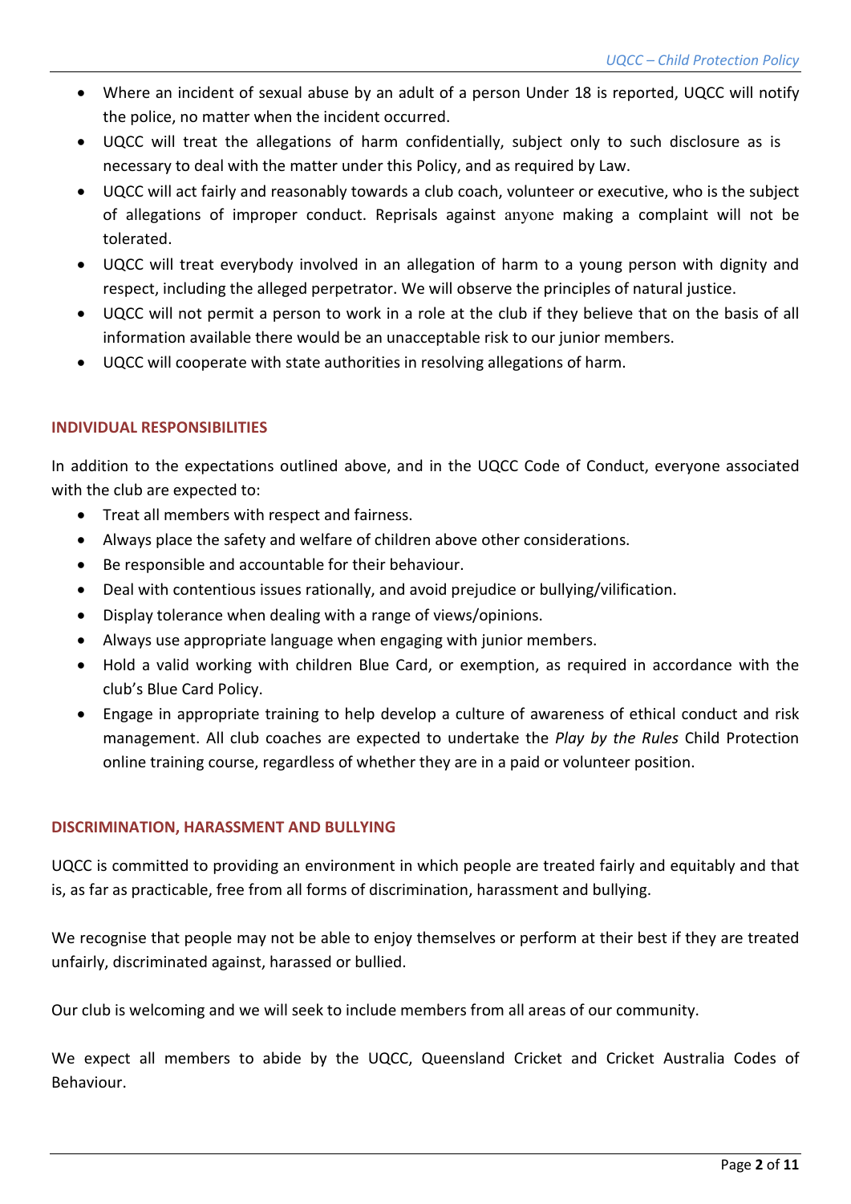- Where an incident of sexual abuse by an adult of a person Under 18 is reported, UQCC will notify the police, no matter when the incident occurred.
- UQCC will treat the allegations of harm confidentially, subject only to such disclosure as is necessary to deal with the matter under this Policy, and as required by Law.
- UQCC will act fairly and reasonably towards a club coach, volunteer or executive, who is the subject of allegations of improper conduct. Reprisals against anyone making a complaint will not be tolerated.
- UQCC will treat everybody involved in an allegation of harm to a young person with dignity and respect, including the alleged perpetrator. We will observe the principles of natural justice.
- UQCC will not permit a person to work in a role at the club if they believe that on the basis of all information available there would be an unacceptable risk to our junior members.
- UQCC will cooperate with state authorities in resolving allegations of harm.

## INDIVIDUAL RESPONSIBILITIES

In addition to the expectations outlined above, and in the UQCC Code of Conduct, everyone associated with the club are expected to:

- Treat all members with respect and fairness.
- Always place the safety and welfare of children above other considerations.
- Be responsible and accountable for their behaviour.
- Deal with contentious issues rationally, and avoid prejudice or bullying/vilification.
- Display tolerance when dealing with a range of views/opinions.
- Always use appropriate language when engaging with junior members.
- Hold a valid working with children Blue Card, or exemption, as required in accordance with the club's Blue Card Policy.
- Engage in appropriate training to help develop a culture of awareness of ethical conduct and risk management. All club coaches are expected to undertake the *Play by the Rules* Child Protection online training course, regardless of whether they are in a paid or volunteer position.

## DISCRIMINATION, HARASSMENT AND BULLYING

UQCC is committed to providing an environment in which people are treated fairly and equitably and that is, as far as practicable, free from all forms of discrimination, harassment and bullying.

We recognise that people may not be able to enjoy themselves or perform at their best if they are treated unfairly, discriminated against, harassed or bullied.

Our club is welcoming and we will seek to include members from all areas of our community.

We expect all members to abide by the UQCC, Queensland Cricket and Cricket Australia Codes of Behaviour.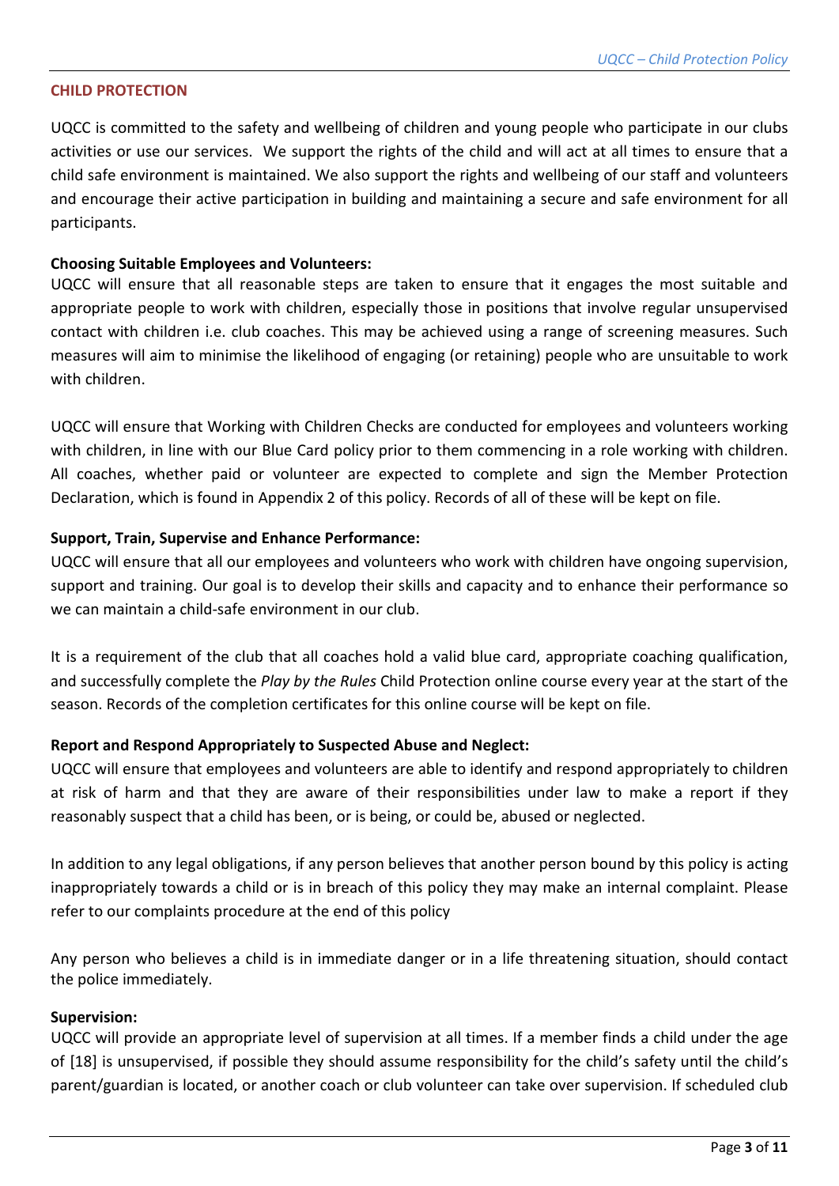## CHILD PROTECTION

UQCC is committed to the safety and wellbeing of children and young people who participate in our clubs activities or use our services. We support the rights of the child and will act at all times to ensure that a child safe environment is maintained. We also support the rights and wellbeing of our staff and volunteers and encourage their active participation in building and maintaining a secure and safe environment for all participants.

**Choosing Suitable Employees and Volunteers:**
UQCC will ensure that all reasonable steps are taken to ensure that it engages the most suitable and appropriate people to work with children, especially those in positions that involve regular unsupervised contact with children i.e. club coaches. This may be achieved using a range of screening measures. Such measures will aim to minimise the likelihood of engaging (or retaining) people who are unsuitable to work with children.

UQCC will ensure that Working with Children Checks are conducted for employees and volunteers working with children, in line with our Blue Card policy prior to them commencing in a role working with children. All coaches, whether paid or volunteer are expected to complete and sign the Member Protection Declaration, which is found in Appendix 2 of this policy. Records of all of these will be kept on file.

**Support, Train, Supervise and Enhance Performance:**
UQCC will ensure that all our employees and volunteers who work with children have ongoing supervision, support and training. Our goal is to develop their skills and capacity and to enhance their performance so we can maintain a child-safe environment in our club.

It is a requirement of the club that all coaches hold a valid blue card, appropriate coaching qualification, and successfully complete the *Play by the Rules* Child Protection online course every year at the start of the season. Records of the completion certificates for this online course will be kept on file.

**Report and Respond Appropriately to Suspected Abuse and Neglect:**
UQCC will ensure that employees and volunteers are able to identify and respond appropriately to children at risk of harm and that they are aware of their responsibilities under law to make a report if they reasonably suspect that a child has been, or is being, or could be, abused or neglected.

In addition to any legal obligations, if any person believes that another person bound by this policy is acting inappropriately towards a child or is in breach of this policy they may make an internal complaint. Please refer to our complaints procedure at the end of this policy

Any person who believes a child is in immediate danger or in a life threatening situation, should contact the police immediately.

**Supervision:**
UQCC will provide an appropriate level of supervision at all times. If a member finds a child under the age of [18] is unsupervised, if possible they should assume responsibility for the child's safety until the child's parent/guardian is located, or another coach or club volunteer can take over supervision. If scheduled club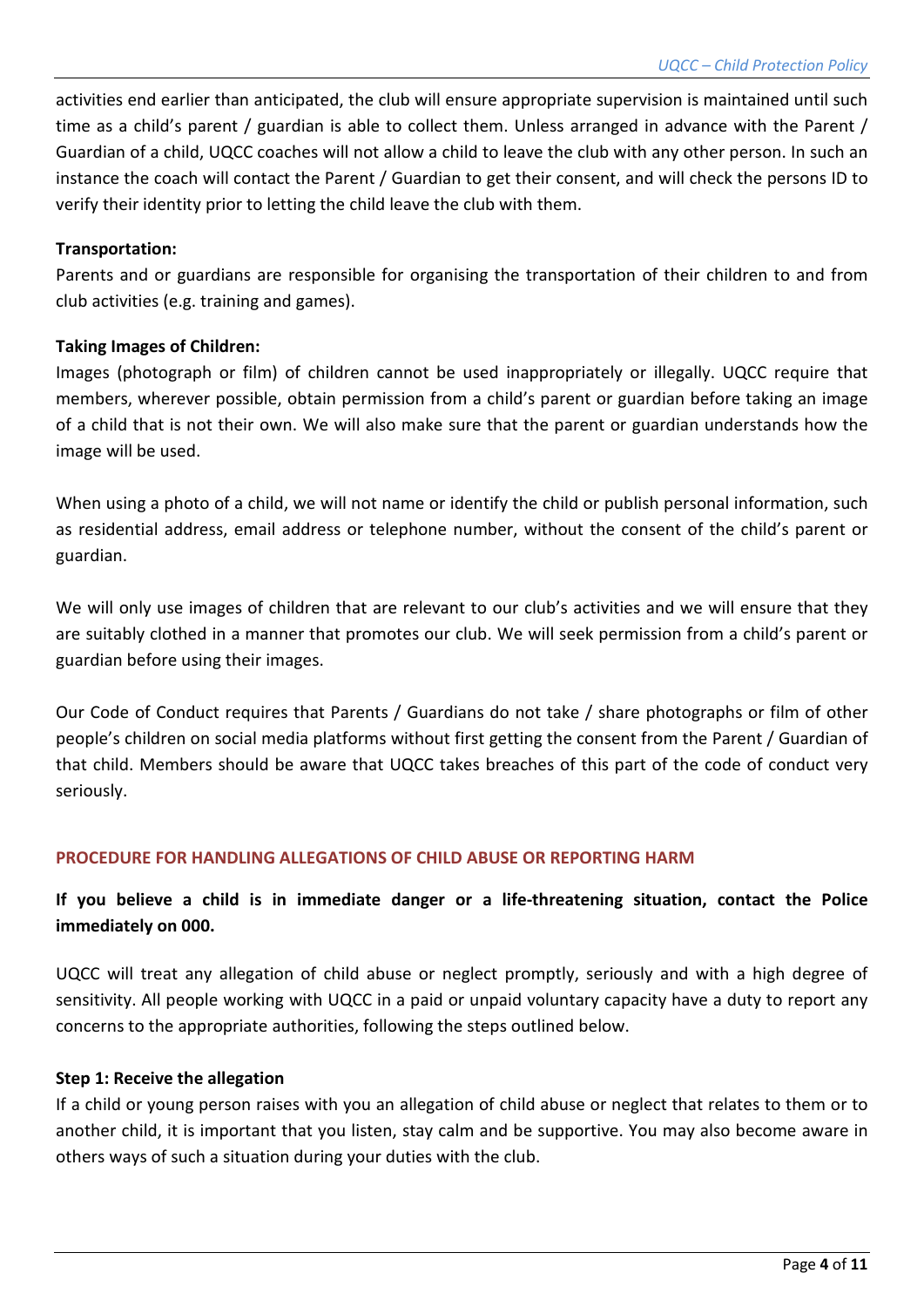activities end earlier than anticipated, the club will ensure appropriate supervision is maintained until such time as a child's parent / guardian is able to collect them. Unless arranged in advance with the Parent / Guardian of a child, UQCC coaches will not allow a child to leave the club with any other person. In such an instance the coach will contact the Parent / Guardian to get their consent, and will check the persons ID to verify their identity prior to letting the child leave the club with them.

**Transportation:**

Parents and or guardians are responsible for organising the transportation of their children to and from club activities (e.g. training and games).

**Taking Images of Children:**

Images (photograph or film) of children cannot be used inappropriately or illegally. UQCC require that members, wherever possible, obtain permission from a child's parent or guardian before taking an image of a child that is not their own. We will also make sure that the parent or guardian understands how the image will be used.

When using a photo of a child, we will not name or identify the child or publish personal information, such as residential address, email address or telephone number, without the consent of the child's parent or guardian.

We will only use images of children that are relevant to our club's activities and we will ensure that they are suitably clothed in a manner that promotes our club. We will seek permission from a child's parent or guardian before using their images.

Our Code of Conduct requires that Parents / Guardians do not take / share photographs or film of other people's children on social media platforms without first getting the consent from the Parent / Guardian of that child. Members should be aware that UQCC takes breaches of this part of the code of conduct very seriously.

## PROCEDURE FOR HANDLING ALLEGATIONS OF CHILD ABUSE OR REPORTING HARM

**If you believe a child is in immediate danger or a life-threatening situation, contact the Police immediately on 000.**

UQCC will treat any allegation of child abuse or neglect promptly, seriously and with a high degree of sensitivity. All people working with UQCC in a paid or unpaid voluntary capacity have a duty to report any concerns to the appropriate authorities, following the steps outlined below.

**Step 1: Receive the allegation**

If a child or young person raises with you an allegation of child abuse or neglect that relates to them or to another child, it is important that you listen, stay calm and be supportive. You may also become aware in others ways of such a situation during your duties with the club.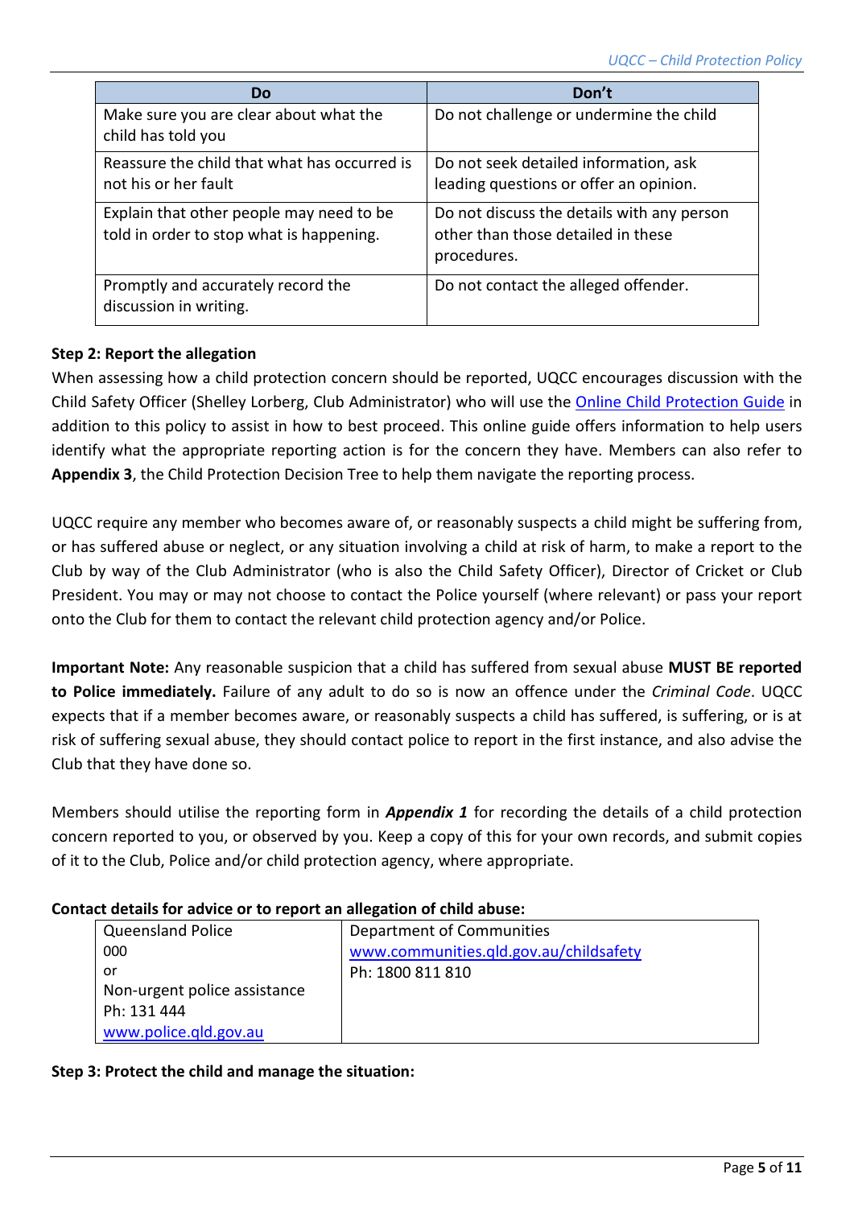| Do | Don't |
|---|---|
| Make sure you are clear about what the child has told you | Do not challenge or undermine the child |
| Reassure the child that what has occurred is not his or her fault | Do not seek detailed information, ask leading questions or offer an opinion. |
| Explain that other people may need to be told in order to stop what is happening. | Do not discuss the details with any person other than those detailed in these procedures. |
| Promptly and accurately record the discussion in writing. | Do not contact the alleged offender. |

**Step 2: Report the allegation**

When assessing how a child protection concern should be reported, UQCC encourages discussion with the Child Safety Officer (Shelley Lorberg, Club Administrator) who will use the Online Child Protection Guide in addition to this policy to assist in how to best proceed. This online guide offers information to help users identify what the appropriate reporting action is for the concern they have. Members can also refer to **Appendix 3**, the Child Protection Decision Tree to help them navigate the reporting process.

UQCC require any member who becomes aware of, or reasonably suspects a child might be suffering from, or has suffered abuse or neglect, or any situation involving a child at risk of harm, to make a report to the Club by way of the Club Administrator (who is also the Child Safety Officer), Director of Cricket or Club President. You may or may not choose to contact the Police yourself (where relevant) or pass your report onto the Club for them to contact the relevant child protection agency and/or Police.

**Important Note:** Any reasonable suspicion that a child has suffered from sexual abuse **MUST BE reported to Police immediately.** Failure of any adult to do so is now an offence under the *Criminal Code*. UQCC expects that if a member becomes aware, or reasonably suspects a child has suffered, is suffering, or is at risk of suffering sexual abuse, they should contact police to report in the first instance, and also advise the Club that they have done so.

Members should utilise the reporting form in ***Appendix 1*** for recording the details of a child protection concern reported to you, or observed by you. Keep a copy of this for your own records, and submit copies of it to the Club, Police and/or child protection agency, where appropriate.

**Contact details for advice or to report an allegation of child abuse:**

| | |
|---|---|
| Queensland Police<br>000<br>or<br>Non-urgent police assistance<br>Ph: 131 444<br>www.police.qld.gov.au | Department of Communities<br>www.communities.qld.gov.au/childsafety<br>Ph: 1800 811 810 |

**Step 3: Protect the child and manage the situation:**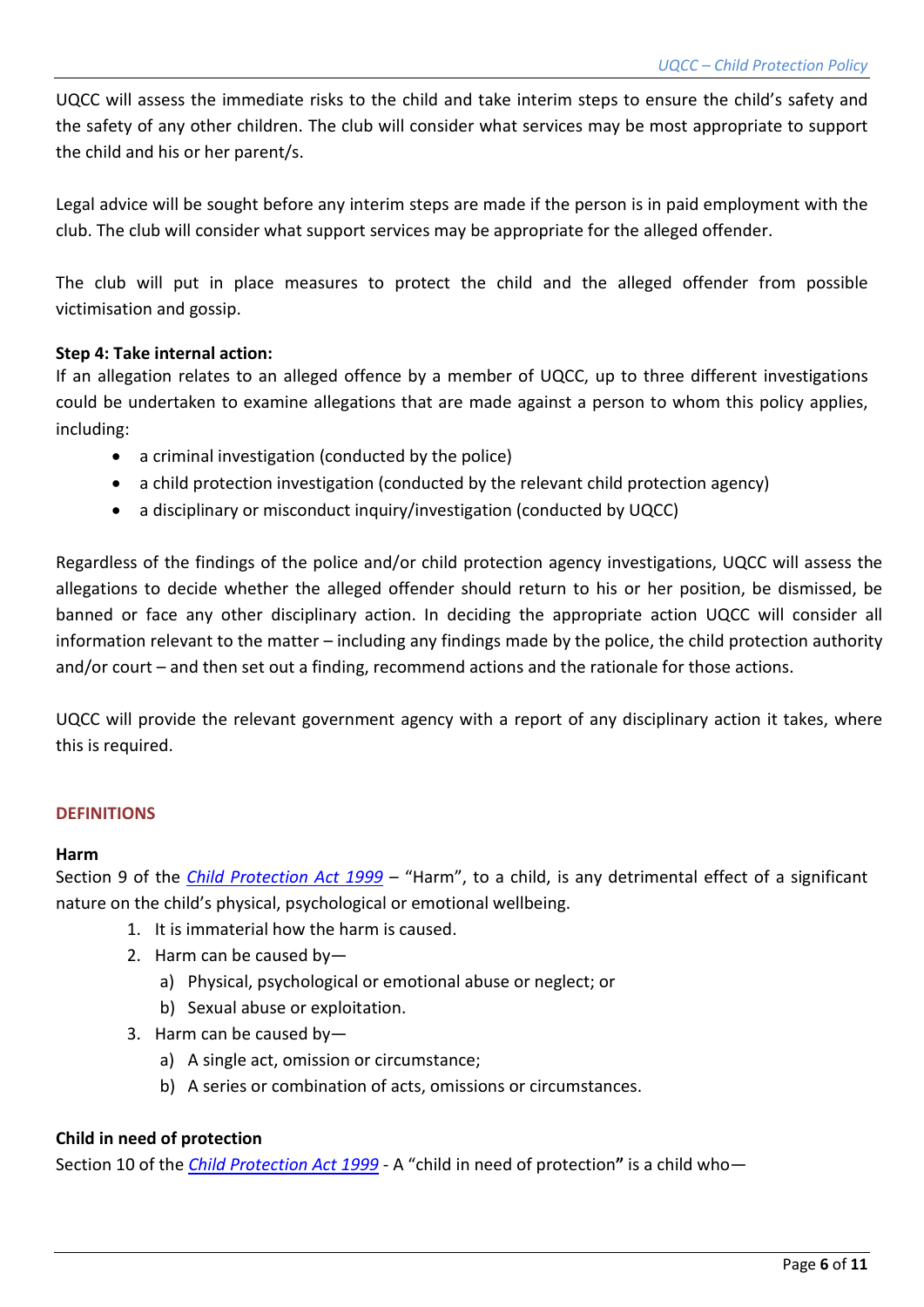UQCC will assess the immediate risks to the child and take interim steps to ensure the child's safety and the safety of any other children. The club will consider what services may be most appropriate to support the child and his or her parent/s.

Legal advice will be sought before any interim steps are made if the person is in paid employment with the club. The club will consider what support services may be appropriate for the alleged offender.

The club will put in place measures to protect the child and the alleged offender from possible victimisation and gossip.

**Step 4: Take internal action:**

If an allegation relates to an alleged offence by a member of UQCC, up to three different investigations could be undertaken to examine allegations that are made against a person to whom this policy applies, including:

- a criminal investigation (conducted by the police)
- a child protection investigation (conducted by the relevant child protection agency)
- a disciplinary or misconduct inquiry/investigation (conducted by UQCC)

Regardless of the findings of the police and/or child protection agency investigations, UQCC will assess the allegations to decide whether the alleged offender should return to his or her position, be dismissed, be banned or face any other disciplinary action. In deciding the appropriate action UQCC will consider all information relevant to the matter – including any findings made by the police, the child protection authority and/or court – and then set out a finding, recommend actions and the rationale for those actions.

UQCC will provide the relevant government agency with a report of any disciplinary action it takes, where this is required.

## DEFINITIONS

**Harm**

Section 9 of the *Child Protection Act 1999* – "Harm", to a child, is any detrimental effect of a significant nature on the child's physical, psychological or emotional wellbeing.

1. It is immaterial how the harm is caused.
2. Harm can be caused by—
   a) Physical, psychological or emotional abuse or neglect; or
   b) Sexual abuse or exploitation.
3. Harm can be caused by—
   a) A single act, omission or circumstance;
   b) A series or combination of acts, omissions or circumstances.

**Child in need of protection**

Section 10 of the *Child Protection Act 1999* - A "child in need of protection**"** is a child who—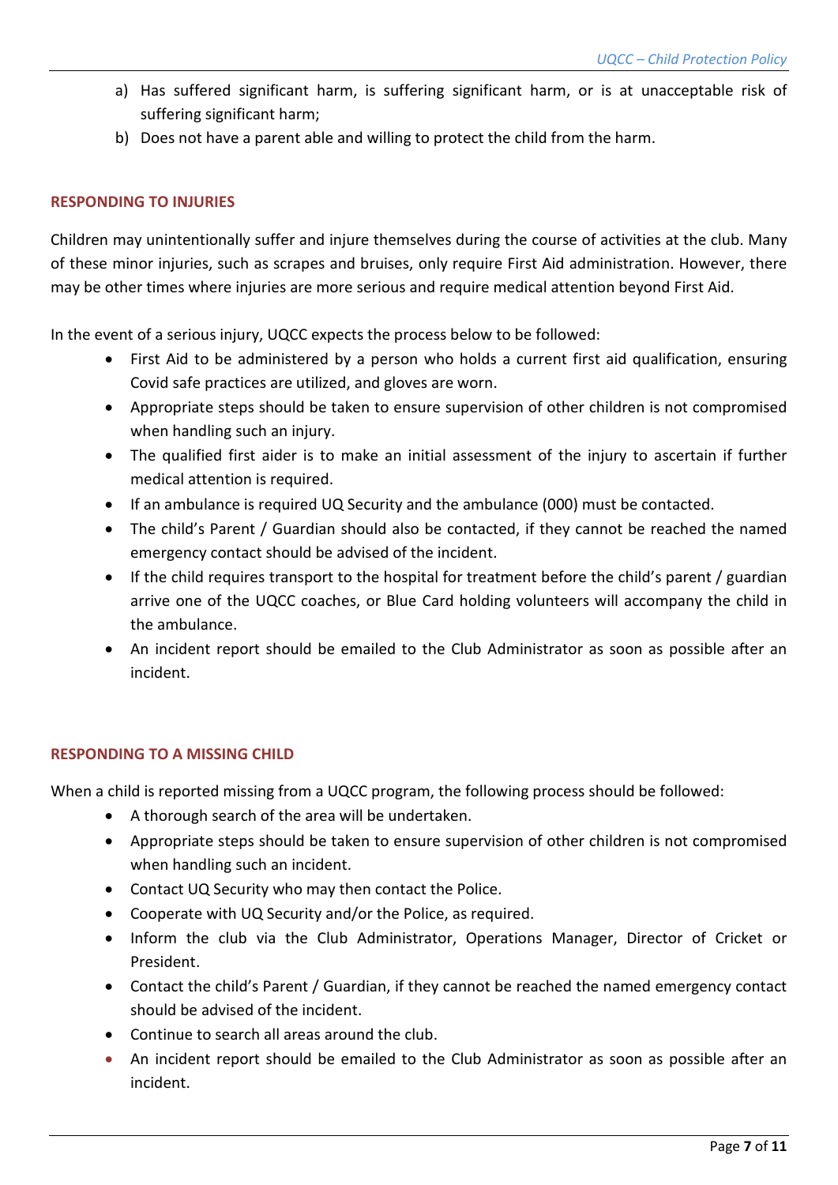a) Has suffered significant harm, is suffering significant harm, or is at unacceptable risk of suffering significant harm;
b) Does not have a parent able and willing to protect the child from the harm.

## RESPONDING TO INJURIES

Children may unintentionally suffer and injure themselves during the course of activities at the club. Many of these minor injuries, such as scrapes and bruises, only require First Aid administration. However, there may be other times where injuries are more serious and require medical attention beyond First Aid.

In the event of a serious injury, UQCC expects the process below to be followed:

- First Aid to be administered by a person who holds a current first aid qualification, ensuring Covid safe practices are utilized, and gloves are worn.
- Appropriate steps should be taken to ensure supervision of other children is not compromised when handling such an injury.
- The qualified first aider is to make an initial assessment of the injury to ascertain if further medical attention is required.
- If an ambulance is required UQ Security and the ambulance (000) must be contacted.
- The child's Parent / Guardian should also be contacted, if they cannot be reached the named emergency contact should be advised of the incident.
- If the child requires transport to the hospital for treatment before the child's parent / guardian arrive one of the UQCC coaches, or Blue Card holding volunteers will accompany the child in the ambulance.
- An incident report should be emailed to the Club Administrator as soon as possible after an incident.

## RESPONDING TO A MISSING CHILD

When a child is reported missing from a UQCC program, the following process should be followed:

- A thorough search of the area will be undertaken.
- Appropriate steps should be taken to ensure supervision of other children is not compromised when handling such an incident.
- Contact UQ Security who may then contact the Police.
- Cooperate with UQ Security and/or the Police, as required.
- Inform the club via the Club Administrator, Operations Manager, Director of Cricket or President.
- Contact the child's Parent / Guardian, if they cannot be reached the named emergency contact should be advised of the incident.
- Continue to search all areas around the club.
- An incident report should be emailed to the Club Administrator as soon as possible after an incident.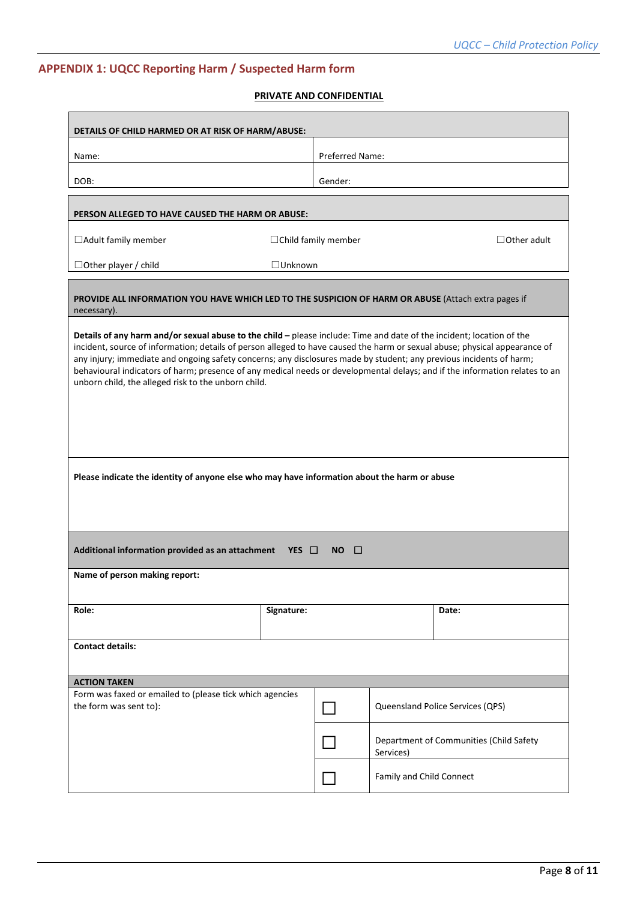## APPENDIX 1: UQCC Reporting Harm / Suspected Harm form

**PRIVATE AND CONFIDENTIAL**

| **DETAILS OF CHILD HARMED OR AT RISK OF HARM/ABUSE:** | |
|---|---|
| Name: | Preferred Name: |
| DOB: | Gender: |

| **PERSON ALLEGED TO HAVE CAUSED THE HARM OR ABUSE:** | | |
|---|---|---|
| ☐Adult family member | ☐Child family member | ☐Other adult |
| ☐Other player / child | ☐Unknown | |

**PROVIDE ALL INFORMATION YOU HAVE WHICH LED TO THE SUSPICION OF HARM OR ABUSE** (Attach extra pages if necessary).

**Details of any harm and/or sexual abuse to the child –** please include: Time and date of the incident; location of the incident, source of information; details of person alleged to have caused the harm or sexual abuse; physical appearance of any injury; immediate and ongoing safety concerns; any disclosures made by student; any previous incidents of harm; behavioural indicators of harm; presence of any medical needs or developmental delays; and if the information relates to an unborn child, the alleged risk to the unborn child.

**Please indicate the identity of anyone else who may have information about the harm or abuse**

**Additional information provided as an attachment** **YES** ☐ **NO** ☐

| **Name of person making report:** | | |
|---|---|---|
| **Role:** | **Signature:** | **Date:** |
| **Contact details:** | | |

| **ACTION TAKEN** | | |
|---|---|---|
| Form was faxed or emailed to (please tick which agencies the form was sent to): | ☐ | Queensland Police Services (QPS) |
| | ☐ | Department of Communities (Child Safety Services) |
| | ☐ | Family and Child Connect |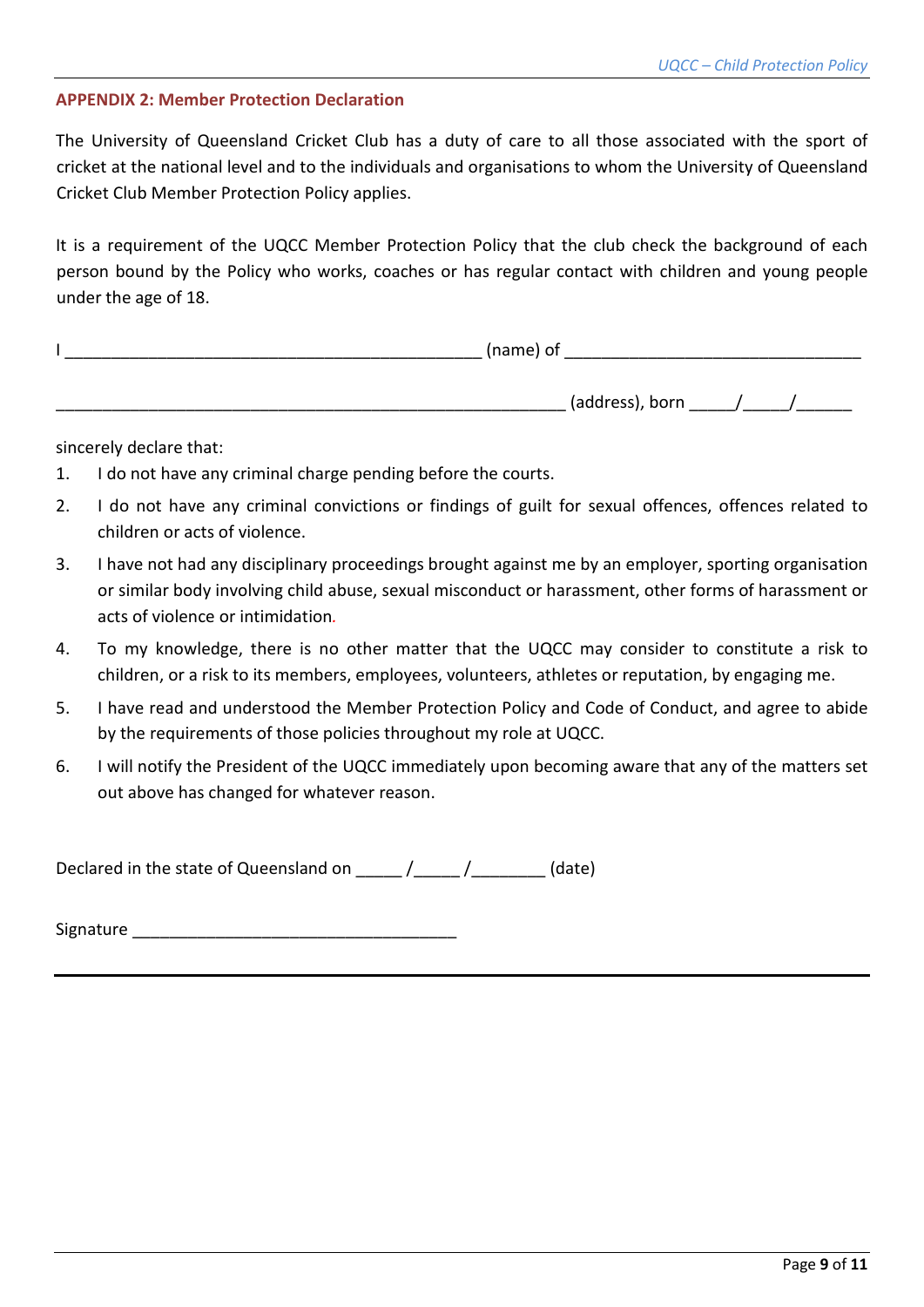### APPENDIX 2: Member Protection Declaration

The University of Queensland Cricket Club has a duty of care to all those associated with the sport of cricket at the national level and to the individuals and organisations to whom the University of Queensland Cricket Club Member Protection Policy applies.

It is a requirement of the UQCC Member Protection Policy that the club check the background of each person bound by the Policy who works, coaches or has regular contact with children and young people under the age of 18.

I _____________________________________________ (name) of ________________________________

_______________________________________________________ (address), born _____/_____/______

sincerely declare that:

1. I do not have any criminal charge pending before the courts.
2. I do not have any criminal convictions or findings of guilt for sexual offences, offences related to children or acts of violence.
3. I have not had any disciplinary proceedings brought against me by an employer, sporting organisation or similar body involving child abuse, sexual misconduct or harassment, other forms of harassment or acts of violence or intimidation.
4. To my knowledge, there is no other matter that the UQCC may consider to constitute a risk to children, or a risk to its members, employees, volunteers, athletes or reputation, by engaging me.
5. I have read and understood the Member Protection Policy and Code of Conduct, and agree to abide by the requirements of those policies throughout my role at UQCC.
6. I will notify the President of the UQCC immediately upon becoming aware that any of the matters set out above has changed for whatever reason.

Declared in the state of Queensland on _____ /_____ /________ (date)

Signature ___________________________________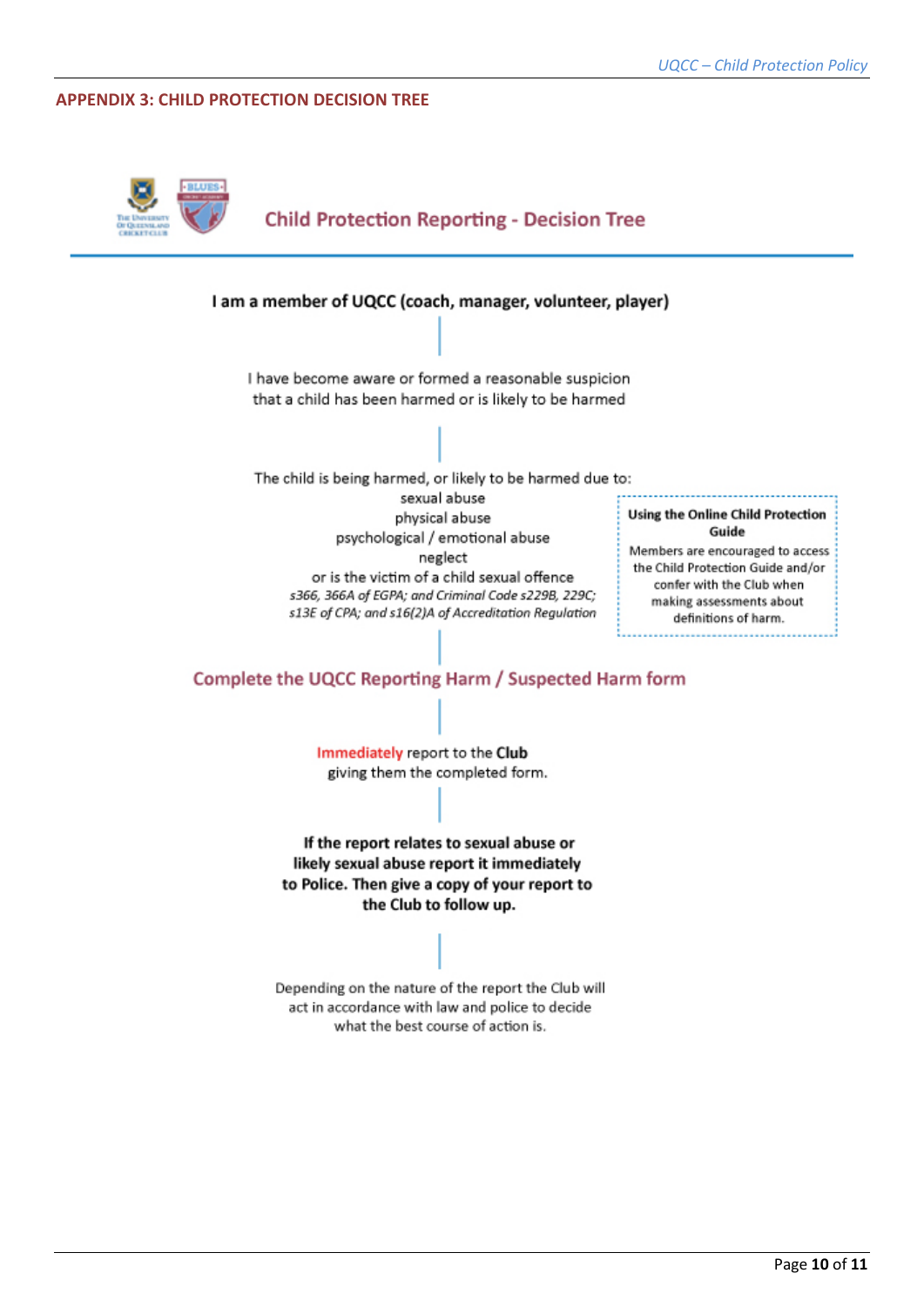## APPENDIX 3: CHILD PROTECTION DECISION TREE

### Child Protection Reporting - Decision Tree

**I am a member of UQCC (coach, manager, volunteer, player)**

I have become aware or formed a reasonable suspicion that a child has been harmed or is likely to be harmed

The child is being harmed, or likely to be harmed due to:

sexual abuse

physical abuse

psychological / emotional abuse

neglect

or is the victim of a child sexual offence

*s366, 366A of EGPA; and Criminal Code s229B, 229C; s13E of CPA; and s16(2)A of Accreditation Regulation*

**Using the Online Child Protection Guide**

Members are encouraged to access the Child Protection Guide and/or confer with the Club when making assessments about definitions of harm.

**Complete the UQCC Reporting Harm / Suspected Harm form**

Immediately report to the **Club** giving them the completed form.

**If the report relates to sexual abuse or likely sexual abuse report it immediately to Police. Then give a copy of your report to the Club to follow up.**

Depending on the nature of the report the Club will act in accordance with law and police to decide what the best course of action is.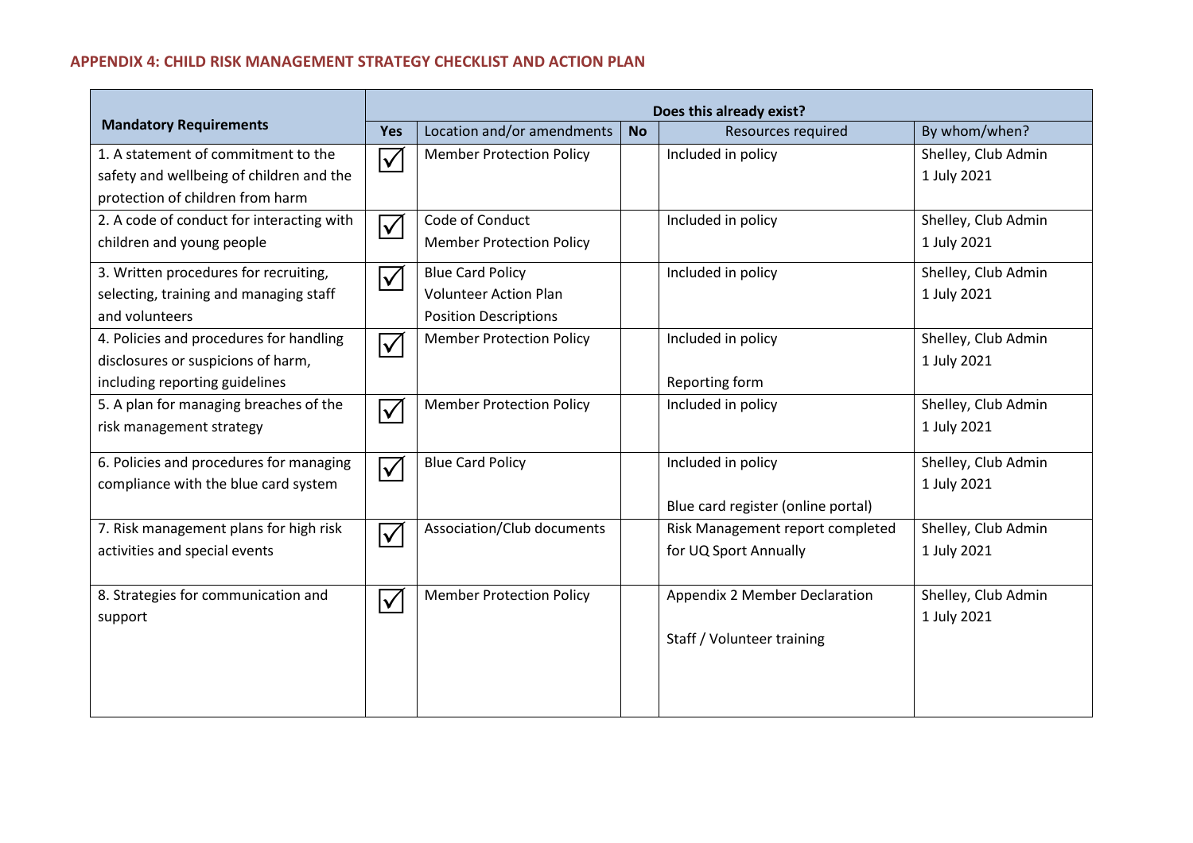## APPENDIX 4: CHILD RISK MANAGEMENT STRATEGY CHECKLIST AND ACTION PLAN

| Mandatory Requirements | Does this already exist? | | | | |
|---|---|---|---|---|---|
| | Yes | Location and/or amendments | No | Resources required | By whom/when? |
| 1. A statement of commitment to the safety and wellbeing of children and the protection of children from harm | ☑ | Member Protection Policy | | Included in policy | Shelley, Club Admin<br>1 July 2021 |
| 2. A code of conduct for interacting with children and young people | ☑ | Code of Conduct<br>Member Protection Policy | | Included in policy | Shelley, Club Admin<br>1 July 2021 |
| 3. Written procedures for recruiting, selecting, training and managing staff and volunteers | ☑ | Blue Card Policy<br>Volunteer Action Plan<br>Position Descriptions | | Included in policy | Shelley, Club Admin<br>1 July 2021 |
| 4. Policies and procedures for handling disclosures or suspicions of harm, including reporting guidelines | ☑ | Member Protection Policy | | Included in policy<br><br>Reporting form | Shelley, Club Admin<br>1 July 2021 |
| 5. A plan for managing breaches of the risk management strategy | ☑ | Member Protection Policy | | Included in policy | Shelley, Club Admin<br>1 July 2021 |
| 6. Policies and procedures for managing compliance with the blue card system | ☑ | Blue Card Policy | | Included in policy<br><br>Blue card register (online portal) | Shelley, Club Admin<br>1 July 2021 |
| 7. Risk management plans for high risk activities and special events | ☑ | Association/Club documents | | Risk Management report completed for UQ Sport Annually | Shelley, Club Admin<br>1 July 2021 |
| 8. Strategies for communication and support | ☑ | Member Protection Policy | | Appendix 2 Member Declaration<br><br>Staff / Volunteer training | Shelley, Club Admin<br>1 July 2021 |